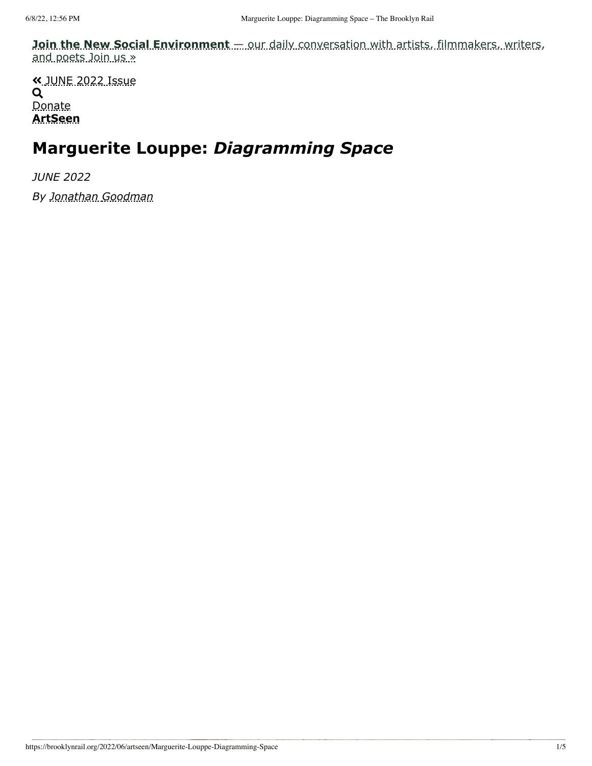**Join the New Social Environment** — our daily conversation with artists, filmmakers, writers, and poets Join us »

« JUNE 2022 Issue

Donate

**ArtSeen**

# Marguerite Louppe: *Diagramming Space*

*JUNE 2022*

*By Jonathan Goodman*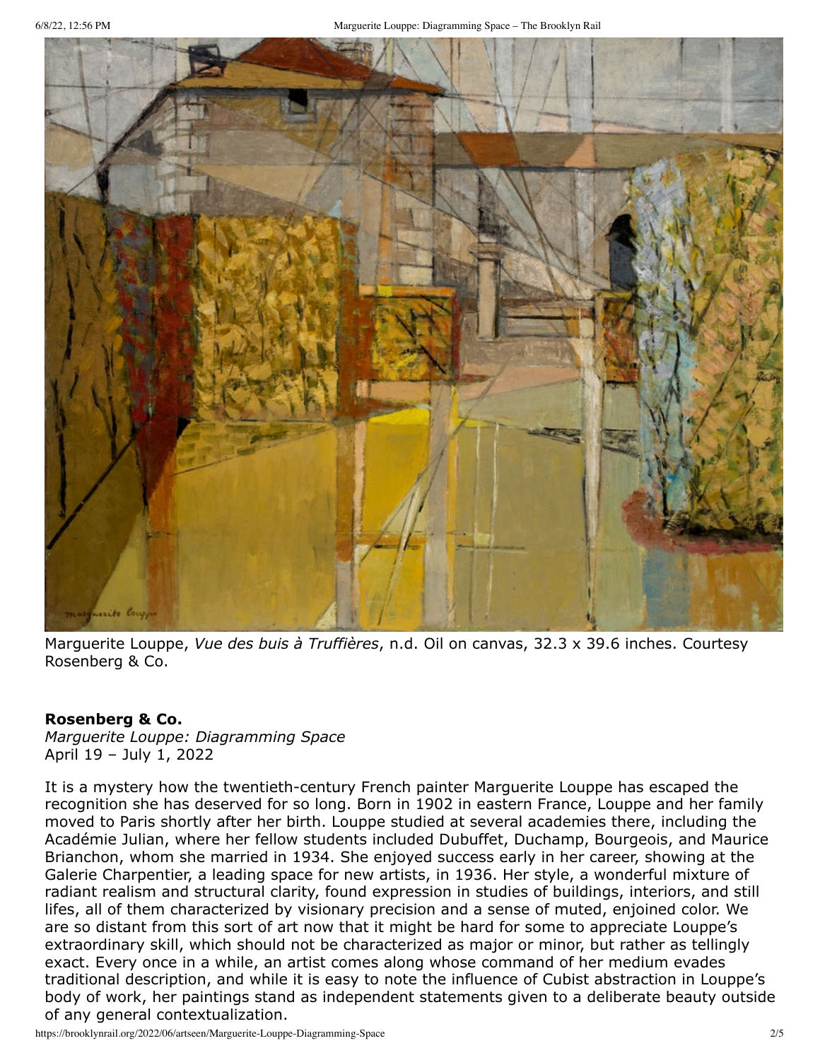Marguerite Louppe, *Vue des buis à Truffières*, n.d. Oil on canvas, 32.3 x 39.6 inches. Courtesy Rosenberg & Co.

**Rosenberg & Co.**
*Marguerite Louppe: Diagramming Space*
April 19 – July 1, 2022

It is a mystery how the twentieth-century French painter Marguerite Louppe has escaped the recognition she has deserved for so long. Born in 1902 in eastern France, Louppe and her family moved to Paris shortly after her birth. Louppe studied at several academies there, including the Académie Julian, where her fellow students included Dubuffet, Duchamp, Bourgeois, and Maurice Brianchon, whom she married in 1934. She enjoyed success early in her career, showing at the Galerie Charpentier, a leading space for new artists, in 1936. Her style, a wonderful mixture of radiant realism and structural clarity, found expression in studies of buildings, interiors, and still lifes, all of them characterized by visionary precision and a sense of muted, enjoined color. We are so distant from this sort of art now that it might be hard for some to appreciate Louppe's extraordinary skill, which should not be characterized as major or minor, but rather as tellingly exact. Every once in a while, an artist comes along whose command of her medium evades traditional description, and while it is easy to note the influence of Cubist abstraction in Louppe's body of work, her paintings stand as independent statements given to a deliberate beauty outside of any general contextualization.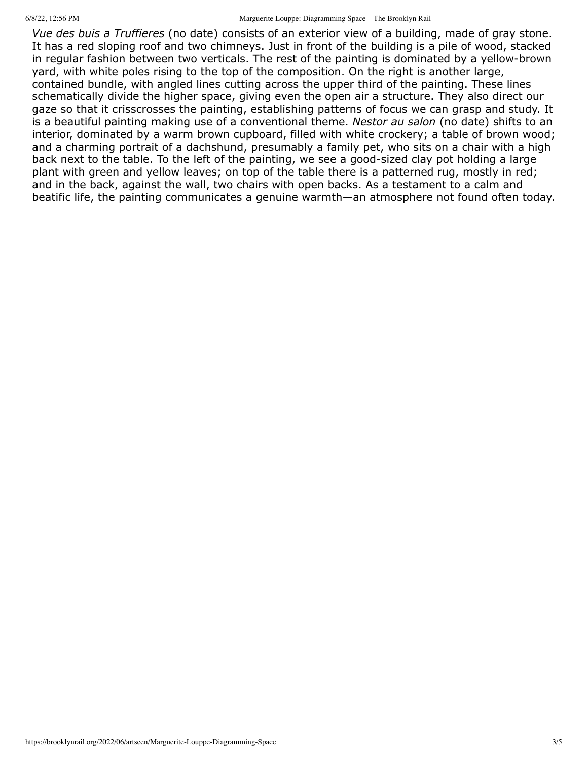*Vue des buis a Truffieres* (no date) consists of an exterior view of a building, made of gray stone. It has a red sloping roof and two chimneys. Just in front of the building is a pile of wood, stacked in regular fashion between two verticals. The rest of the painting is dominated by a yellow-brown yard, with white poles rising to the top of the composition. On the right is another large, contained bundle, with angled lines cutting across the upper third of the painting. These lines schematically divide the higher space, giving even the open air a structure. They also direct our gaze so that it crisscrosses the painting, establishing patterns of focus we can grasp and study. It is a beautiful painting making use of a conventional theme. *Nestor au salon* (no date) shifts to an interior, dominated by a warm brown cupboard, filled with white crockery; a table of brown wood; and a charming portrait of a dachshund, presumably a family pet, who sits on a chair with a high back next to the table. To the left of the painting, we see a good-sized clay pot holding a large plant with green and yellow leaves; on top of the table there is a patterned rug, mostly in red; and in the back, against the wall, two chairs with open backs. As a testament to a calm and beatific life, the painting communicates a genuine warmth—an atmosphere not found often today.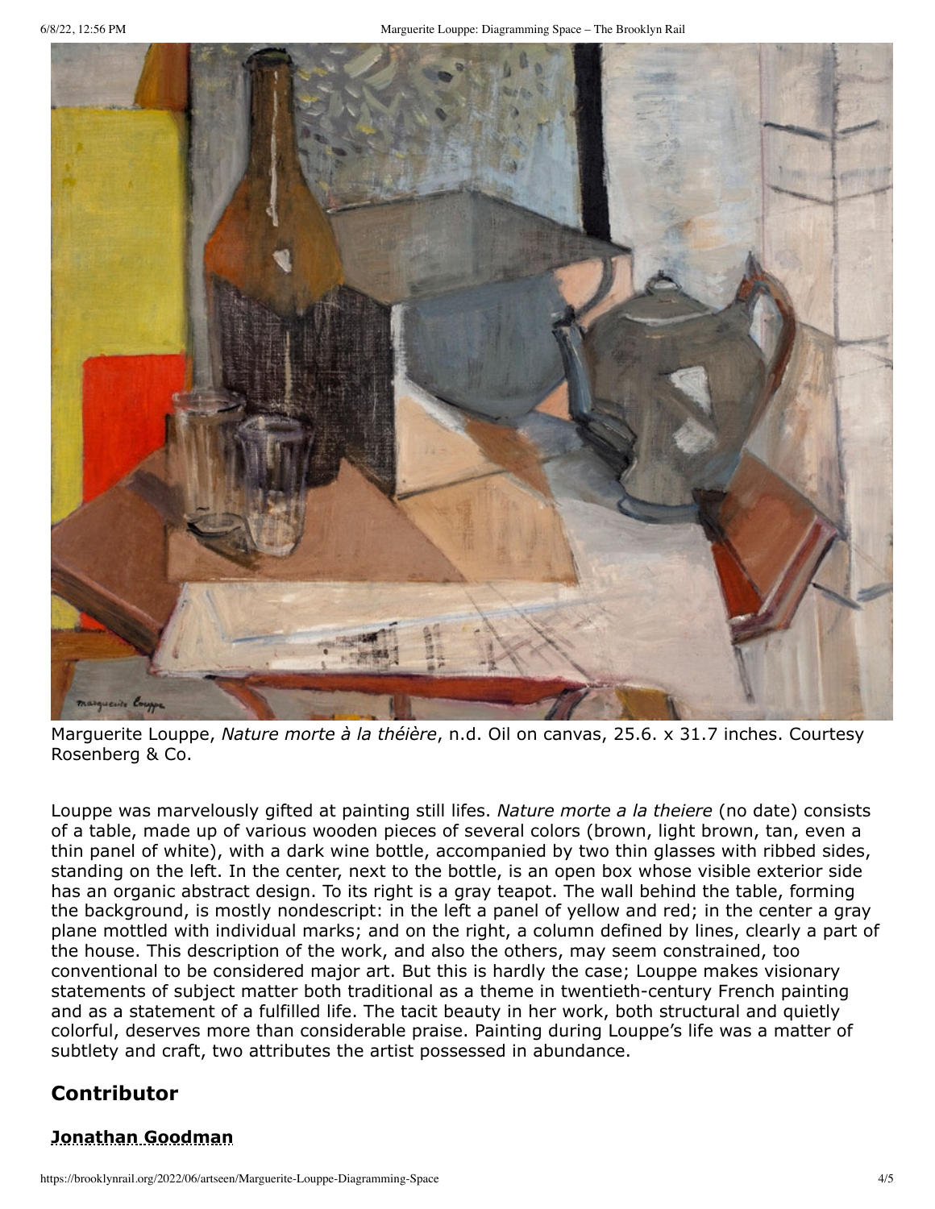Marguerite Louppe, *Nature morte à la théière*, n.d. Oil on canvas, 25.6. x 31.7 inches. Courtesy Rosenberg & Co.

Louppe was marvelously gifted at painting still lifes. *Nature morte a la theiere* (no date) consists of a table, made up of various wooden pieces of several colors (brown, light brown, tan, even a thin panel of white), with a dark wine bottle, accompanied by two thin glasses with ribbed sides, standing on the left. In the center, next to the bottle, is an open box whose visible exterior side has an organic abstract design. To its right is a gray teapot. The wall behind the table, forming the background, is mostly nondescript: in the left a panel of yellow and red; in the center a gray plane mottled with individual marks; and on the right, a column defined by lines, clearly a part of the house. This description of the work, and also the others, may seem constrained, too conventional to be considered major art. But this is hardly the case; Louppe makes visionary statements of subject matter both traditional as a theme in twentieth-century French painting and as a statement of a fulfilled life. The tacit beauty in her work, both structural and quietly colorful, deserves more than considerable praise. Painting during Louppe's life was a matter of subtlety and craft, two attributes the artist possessed in abundance.

## Contributor

### Jonathan Goodman